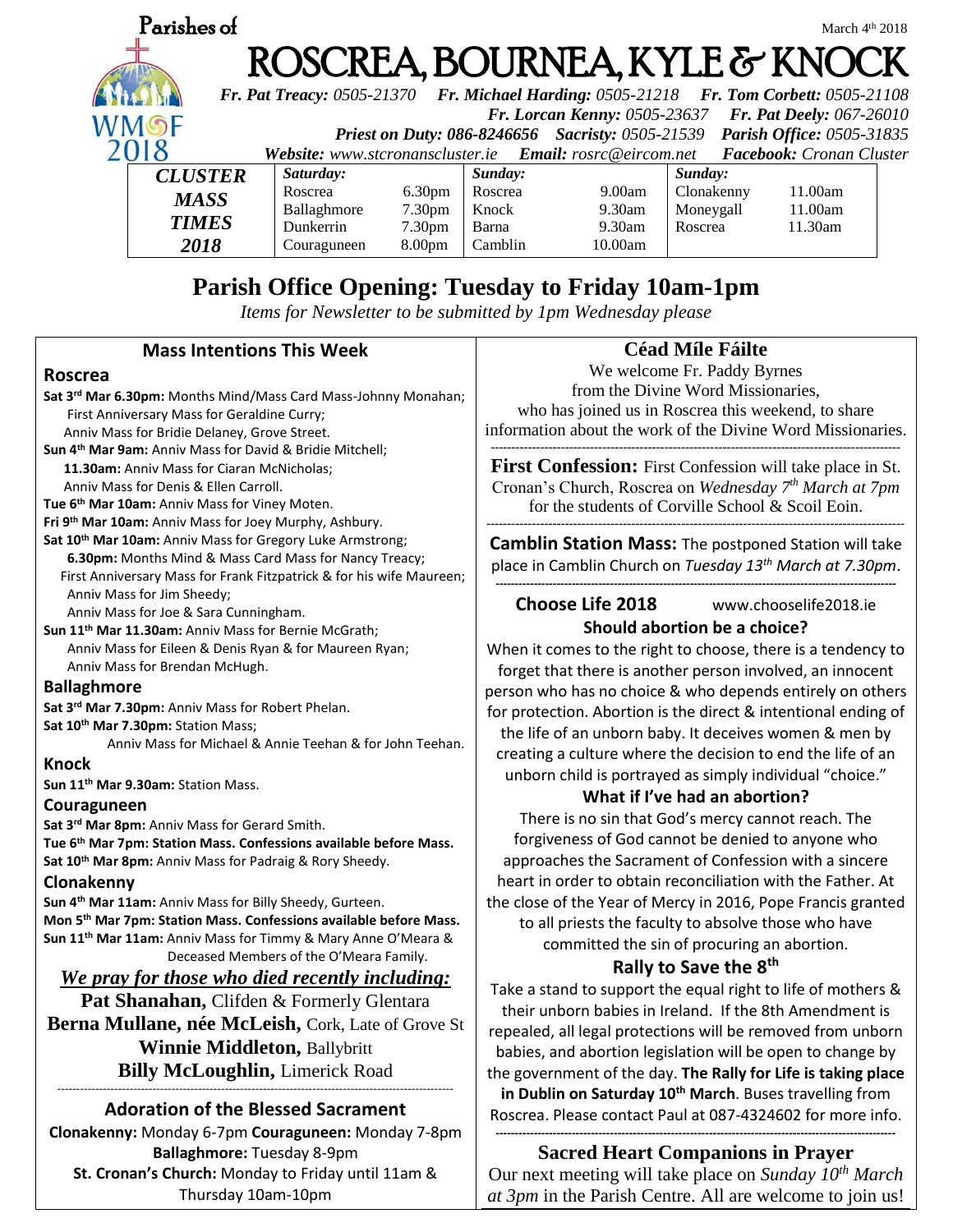Parishes of

March 4th 2018

# ROSCREA, BOURNEA, KYLE & KNOCK

WMOF 2018

***Fr. Pat Treacy:*** *0505-21370* ***Fr. Michael Harding:*** *0505-21218* ***Fr. Tom Corbett:*** *0505-21108*
***Fr. Lorcan Kenny:*** *0505-23637* ***Fr. Pat Deely:*** *067-26010*
***Priest on Duty:*** *086-8246656* ***Sacristy:*** *0505-21539* ***Parish Office:*** *0505-31835*
***Website:*** *www.stcronanscluster.ie* ***Email:*** *rosrc@eircom.net* ***Facebook:*** *Cronan Cluster*

| ***CLUSTER MASS TIMES 2018*** | ***Saturday:*** | | ***Sunday:*** | | ***Sunday:*** | |
|---|---|---|---|---|---|---|
| | Roscrea | 6.30pm | Roscrea | 9.00am | Clonakenny | 11.00am |
| | Ballaghmore | 7.30pm | Knock | 9.30am | Moneygall | 11.00am |
| | Dunkerrin | 7.30pm | Barna | 9.30am | Roscrea | 11.30am |
| | Couraguneen | 8.00pm | Camblin | 10.00am | | |

## Parish Office Opening: Tuesday to Friday 10am-1pm

*Items for Newsletter to be submitted by 1pm Wednesday please*

### Mass Intentions This Week

**Roscrea**

**Sat 3rd Mar 6.30pm:** Months Mind/Mass Card Mass-Johnny Monahan; First Anniversary Mass for Geraldine Curry; Anniv Mass for Bridie Delaney, Grove Street.
**Sun 4th Mar 9am:** Anniv Mass for David & Bridie Mitchell;
**11.30am:** Anniv Mass for Ciaran McNicholas; Anniv Mass for Denis & Ellen Carroll.
**Tue 6th Mar 10am:** Anniv Mass for Viney Moten.
**Fri 9th Mar 10am:** Anniv Mass for Joey Murphy, Ashbury.
**Sat 10th Mar 10am:** Anniv Mass for Gregory Luke Armstrong;
**6.30pm:** Months Mind & Mass Card Mass for Nancy Treacy; First Anniversary Mass for Frank Fitzpatrick & for his wife Maureen; Anniv Mass for Jim Sheedy; Anniv Mass for Joe & Sara Cunningham.
**Sun 11th Mar 11.30am:** Anniv Mass for Bernie McGrath; Anniv Mass for Eileen & Denis Ryan & for Maureen Ryan; Anniv Mass for Brendan McHugh.

**Ballaghmore**

**Sat 3rd Mar 7.30pm:** Anniv Mass for Robert Phelan.
**Sat 10th Mar 7.30pm:** Station Mass; Anniv Mass for Michael & Annie Teehan & for John Teehan.

**Knock**

**Sun 11th Mar 9.30am:** Station Mass.

**Couraguneen**

**Sat 3rd Mar 8pm:** Anniv Mass for Gerard Smith.
**Tue 6th Mar 7pm: Station Mass. Confessions available before Mass.**
**Sat 10th Mar 8pm:** Anniv Mass for Padraig & Rory Sheedy.

**Clonakenny**

**Sun 4th Mar 11am:** Anniv Mass for Billy Sheedy, Gurteen.
**Mon 5th Mar 7pm: Station Mass. Confessions available before Mass.**
**Sun 11th Mar 11am:** Anniv Mass for Timmy & Mary Anne O'Meara & Deceased Members of the O'Meara Family.

***We pray for those who died recently including:***

**Pat Shanahan,** Clifden & Formerly Glentara
**Berna Mullane, née McLeish,** Cork, Late of Grove St
**Winnie Middleton,** Ballybritt
**Billy McLoughlin,** Limerick Road

### Adoration of the Blessed Sacrament

**Clonakenny:** Monday 6-7pm **Couraguneen:** Monday 7-8pm
**Ballaghmore:** Tuesday 8-9pm
**St. Cronan's Church:** Monday to Friday until 11am & Thursday 10am-10pm

### Céad Míle Fáilte

We welcome Fr. Paddy Byrnes from the Divine Word Missionaries, who has joined us in Roscrea this weekend, to share information about the work of the Divine Word Missionaries.

**First Confession:** First Confession will take place in St. Cronan's Church, Roscrea on *Wednesday 7th March at 7pm* for the students of Corville School & Scoil Eoin.

**Camblin Station Mass:** The postponed Station will take place in Camblin Church on *Tuesday 13th March at 7.30pm*.

### Choose Life 2018 — www.chooselife2018.ie

**Should abortion be a choice?**

When it comes to the right to choose, there is a tendency to forget that there is another person involved, an innocent person who has no choice & who depends entirely on others for protection. Abortion is the direct & intentional ending of the life of an unborn baby. It deceives women & men by creating a culture where the decision to end the life of an unborn child is portrayed as simply individual "choice."

**What if I've had an abortion?**

There is no sin that God's mercy cannot reach. The forgiveness of God cannot be denied to anyone who approaches the Sacrament of Confession with a sincere heart in order to obtain reconciliation with the Father. At the close of the Year of Mercy in 2016, Pope Francis granted to all priests the faculty to absolve those who have committed the sin of procuring an abortion.

**Rally to Save the 8th**

Take a stand to support the equal right to life of mothers & their unborn babies in Ireland. If the 8th Amendment is repealed, all legal protections will be removed from unborn babies, and abortion legislation will be open to change by the government of the day. **The Rally for Life is taking place in Dublin on Saturday 10th March**. Buses travelling from Roscrea. Please contact Paul at 087-4324602 for more info.

### Sacred Heart Companions in Prayer

Our next meeting will take place on *Sunday 10th March at 3pm* in the Parish Centre. All are welcome to join us!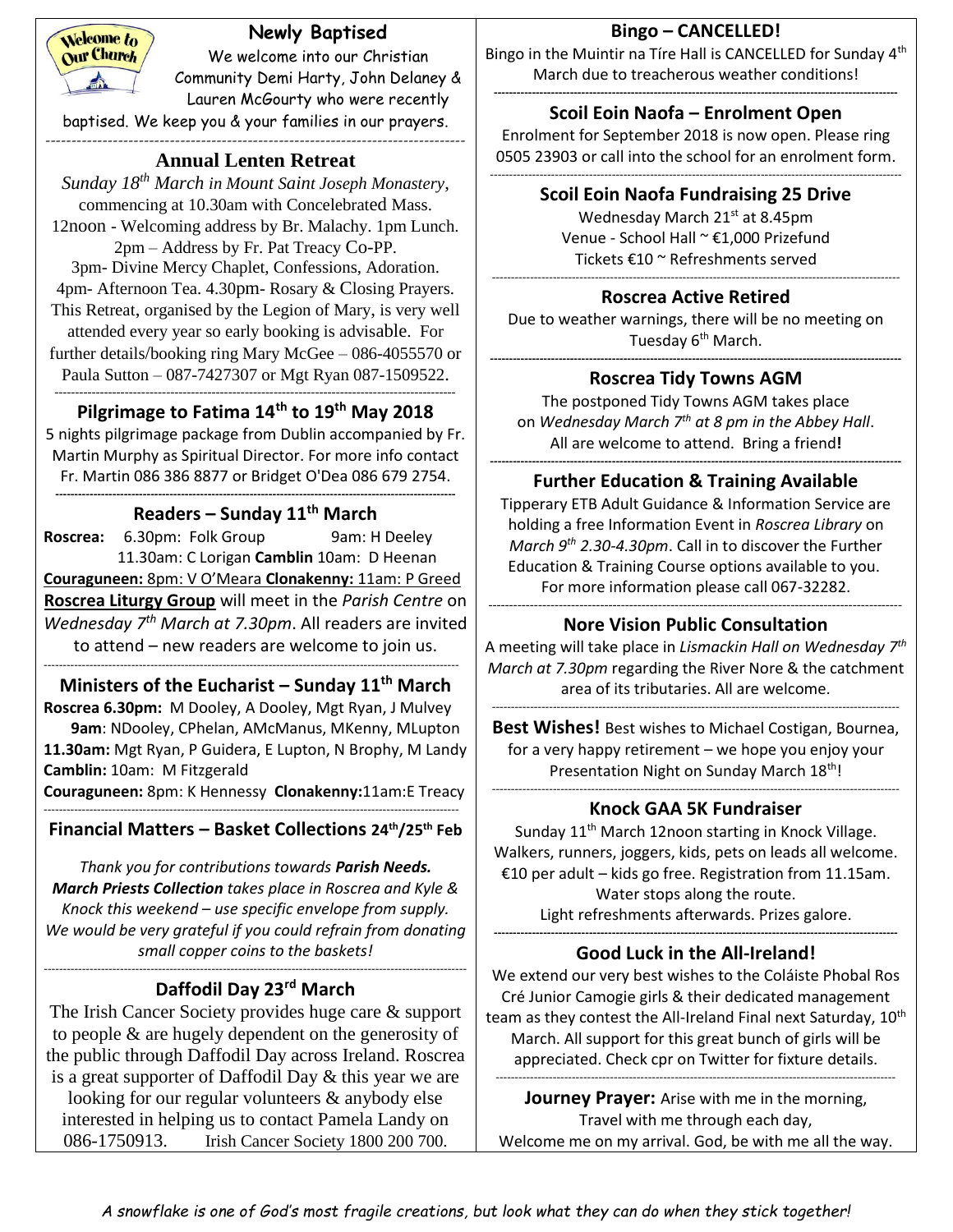## Newly Baptised

We welcome into our Christian Community Demi Harty, John Delaney & Lauren McGourty who were recently baptised. We keep you & your families in our prayers.

## Annual Lenten Retreat

*Sunday 18th March in Mount Saint Joseph Monastery*, commencing at 10.30am with Concelebrated Mass. 12noon - Welcoming address by Br. Malachy. 1pm Lunch. 2pm – Address by Fr. Pat Treacy Co-PP. 3pm- Divine Mercy Chaplet, Confessions, Adoration. 4pm- Afternoon Tea. 4.30pm- Rosary & Closing Prayers. This Retreat, organised by the Legion of Mary, is very well attended every year so early booking is advisable. For further details/booking ring Mary McGee – 086-4055570 or Paula Sutton – 087-7427307 or Mgt Ryan 087-1509522.

## Pilgrimage to Fatima 14th to 19th May 2018

5 nights pilgrimage package from Dublin accompanied by Fr. Martin Murphy as Spiritual Director. For more info contact Fr. Martin 086 386 8877 or Bridget O'Dea 086 679 2754.

## Readers – Sunday 11th March

**Roscrea:** 6.30pm: Folk Group 9am: H Deeley 11.30am: C Lorigan **Camblin** 10am: D Heenan
**Couraguneen:** 8pm: V O'Meara **Clonakenny:** 11am: P Greed

**Roscrea Liturgy Group** will meet in the *Parish Centre* on *Wednesday 7th March at 7.30pm*. All readers are invited to attend – new readers are welcome to join us.

## Ministers of the Eucharist – Sunday 11th March

**Roscrea 6.30pm:** M Dooley, A Dooley, Mgt Ryan, J Mulvey
**9am**: NDooley, CPhelan, AMcManus, MKenny, MLupton
**11.30am:** Mgt Ryan, P Guidera, E Lupton, N Brophy, M Landy
**Camblin:** 10am: M Fitzgerald
**Couraguneen:** 8pm: K Hennessy **Clonakenny:**11am:E Treacy

## Financial Matters – Basket Collections 24th/25th Feb

*Thank you for contributions towards **Parish Needs.** **March Priests Collection** takes place in Roscrea and Kyle & Knock this weekend – use specific envelope from supply. We would be very grateful if you could refrain from donating small copper coins to the baskets!*

## Daffodil Day 23rd March

The Irish Cancer Society provides huge care & support to people & are hugely dependent on the generosity of the public through Daffodil Day across Ireland. Roscrea is a great supporter of Daffodil Day & this year we are looking for our regular volunteers & anybody else interested in helping us to contact Pamela Landy on 086-1750913. Irish Cancer Society 1800 200 700.

## Bingo – CANCELLED!

Bingo in the Muintir na Tíre Hall is CANCELLED for Sunday 4th March due to treacherous weather conditions!

## Scoil Eoin Naofa – Enrolment Open

Enrolment for September 2018 is now open. Please ring 0505 23903 or call into the school for an enrolment form.

## Scoil Eoin Naofa Fundraising 25 Drive

Wednesday March 21st at 8.45pm
Venue - School Hall ~ €1,000 Prizefund
Tickets €10 ~ Refreshments served

## Roscrea Active Retired

Due to weather warnings, there will be no meeting on Tuesday 6th March.

## Roscrea Tidy Towns AGM

The postponed Tidy Towns AGM takes place on *Wednesday March 7th at 8 pm in the Abbey Hall*. All are welcome to attend. Bring a friend**!**

## Further Education & Training Available

Tipperary ETB Adult Guidance & Information Service are holding a free Information Event in *Roscrea Library* on *March 9th 2.30-4.30pm*. Call in to discover the Further Education & Training Course options available to you. For more information please call 067-32282.

## Nore Vision Public Consultation

A meeting will take place in *Lismackin Hall on Wednesday 7th March at 7.30pm* regarding the River Nore & the catchment area of its tributaries. All are welcome.

**Best Wishes!** Best wishes to Michael Costigan, Bournea, for a very happy retirement – we hope you enjoy your Presentation Night on Sunday March 18th!

## Knock GAA 5K Fundraiser

Sunday 11th March 12noon starting in Knock Village. Walkers, runners, joggers, kids, pets on leads all welcome. €10 per adult – kids go free. Registration from 11.15am. Water stops along the route. Light refreshments afterwards. Prizes galore.

## Good Luck in the All-Ireland!

We extend our very best wishes to the Coláiste Phobal Ros Cré Junior Camogie girls & their dedicated management team as they contest the All-Ireland Final next Saturday, 10th March. All support for this great bunch of girls will be appreciated. Check cpr on Twitter for fixture details.

**Journey Prayer:** Arise with me in the morning, Travel with me through each day, Welcome me on my arrival. God, be with me all the way.

*A snowflake is one of God's most fragile creations, but look what they can do when they stick together!*